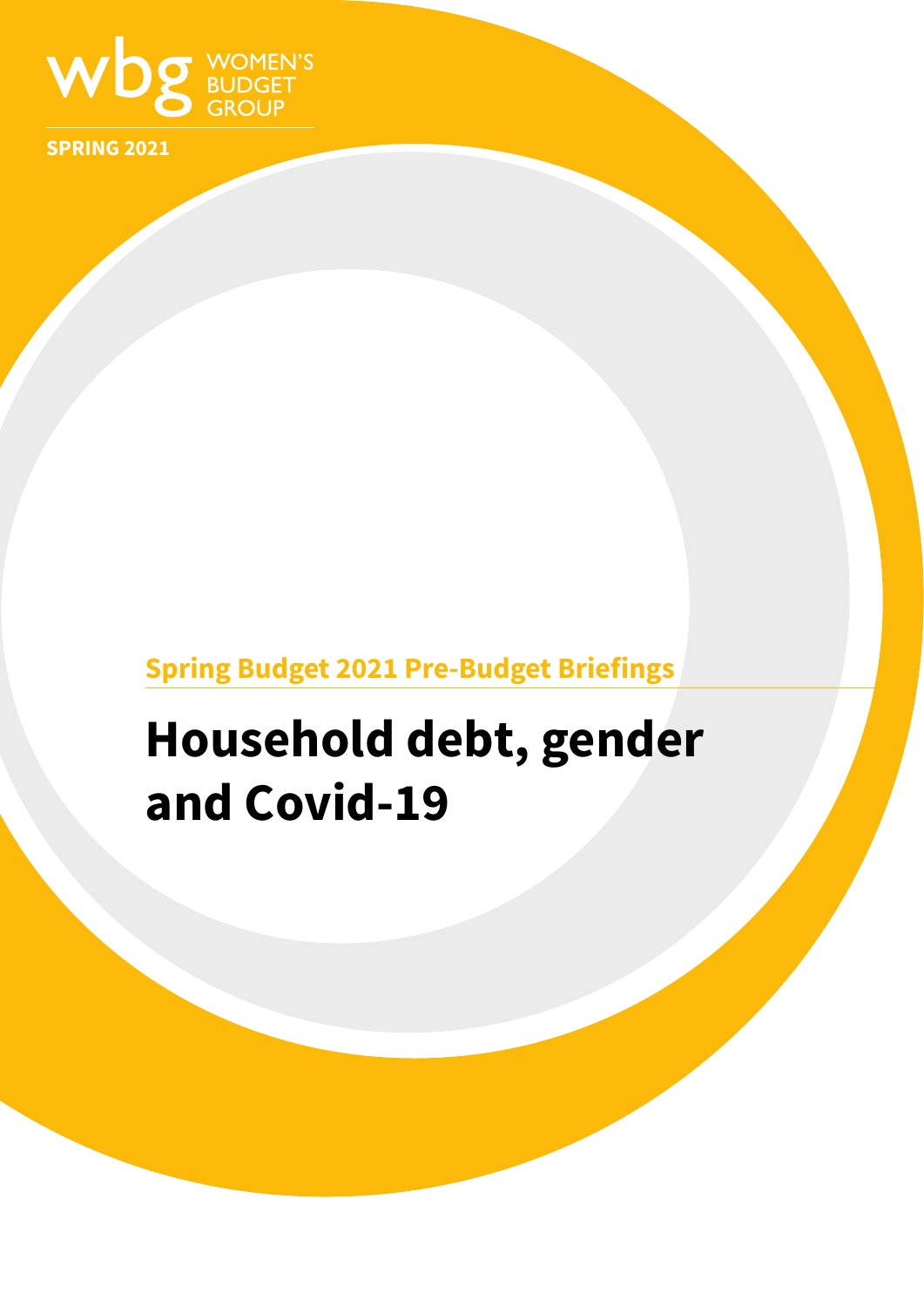WOMEN'S BUDGET GROUP

SPRING 2021

Spring Budget 2021 Pre-Budget Briefings

# Household debt, gender and Covid-19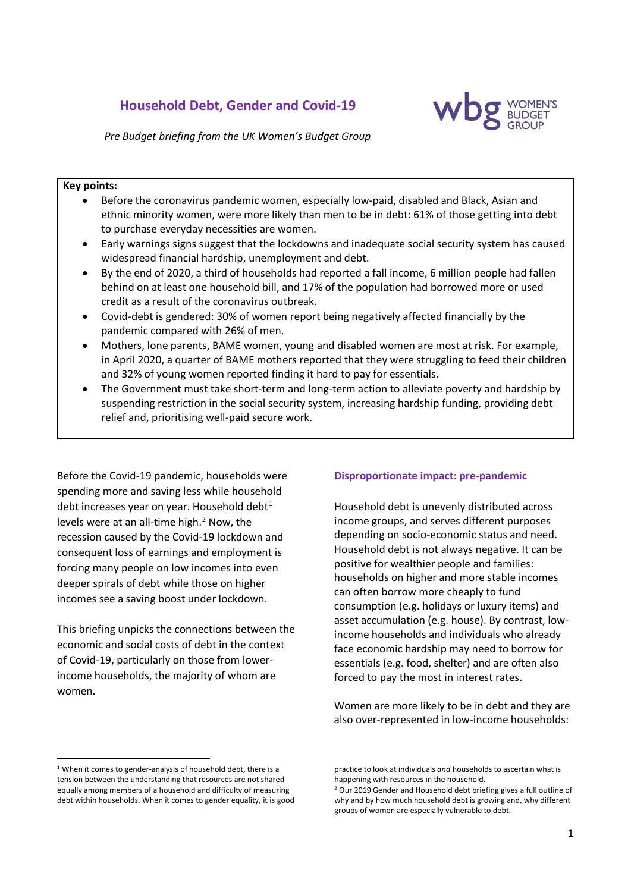# Household Debt, Gender and Covid-19

*Pre Budget briefing from the UK Women's Budget Group*

**Key points:**

- Before the coronavirus pandemic women, especially low-paid, disabled and Black, Asian and ethnic minority women, were more likely than men to be in debt: 61% of those getting into debt to purchase everyday necessities are women.
- Early warnings signs suggest that the lockdowns and inadequate social security system has caused widespread financial hardship, unemployment and debt.
- By the end of 2020, a third of households had reported a fall income, 6 million people had fallen behind on at least one household bill, and 17% of the population had borrowed more or used credit as a result of the coronavirus outbreak.
- Covid-debt is gendered: 30% of women report being negatively affected financially by the pandemic compared with 26% of men.
- Mothers, lone parents, BAME women, young and disabled women are most at risk. For example, in April 2020, a quarter of BAME mothers reported that they were struggling to feed their children and 32% of young women reported finding it hard to pay for essentials.
- The Government must take short-term and long-term action to alleviate poverty and hardship by suspending restriction in the social security system, increasing hardship funding, providing debt relief and, prioritising well-paid secure work.

Before the Covid-19 pandemic, households were spending more and saving less while household debt increases year on year. Household debt[1] levels were at an all-time high.[2] Now, the recession caused by the Covid-19 lockdown and consequent loss of earnings and employment is forcing many people on low incomes into even deeper spirals of debt while those on higher incomes see a saving boost under lockdown.

This briefing unpicks the connections between the economic and social costs of debt in the context of Covid-19, particularly on those from lower-income households, the majority of whom are women.

## Disproportionate impact: pre-pandemic

Household debt is unevenly distributed across income groups, and serves different purposes depending on socio-economic status and need. Household debt is not always negative. It can be positive for wealthier people and families: households on higher and more stable incomes can often borrow more cheaply to fund consumption (e.g. holidays or luxury items) and asset accumulation (e.g. house). By contrast, low-income households and individuals who already face economic hardship may need to borrow for essentials (e.g. food, shelter) and are often also forced to pay the most in interest rates.

Women are more likely to be in debt and they are also over-represented in low-income households:

[1] When it comes to gender-analysis of household debt, there is a tension between the understanding that resources are not shared equally among members of a household and difficulty of measuring debt within households. When it comes to gender equality, it is good practice to look at individuals *and* households to ascertain what is happening with resources in the household.

[2] Our 2019 Gender and Household debt briefing gives a full outline of why and by how much household debt is growing and, why different groups of women are especially vulnerable to debt.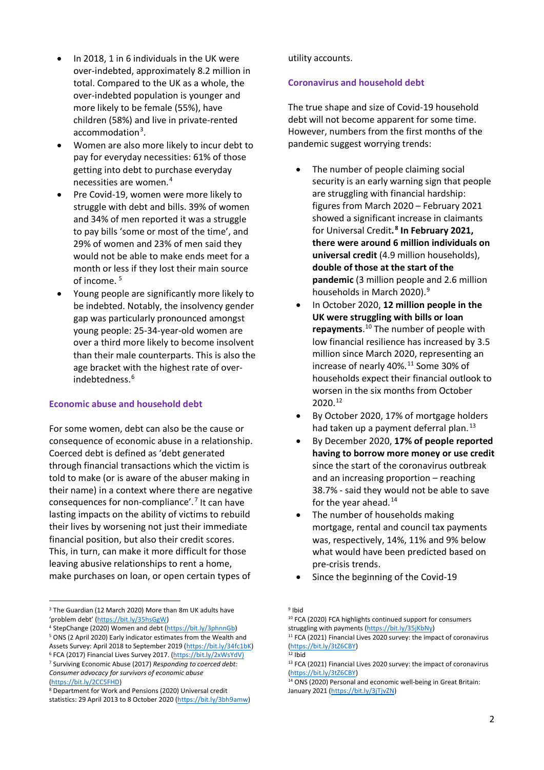- In 2018, 1 in 6 individuals in the UK were over-indebted, approximately 8.2 million in total. Compared to the UK as a whole, the over-indebted population is younger and more likely to be female (55%), have children (58%) and live in private-rented accommodation[3].
- Women are also more likely to incur debt to pay for everyday necessities: 61% of those getting into debt to purchase everyday necessities are women.[4]
- Pre Covid-19, women were more likely to struggle with debt and bills. 39% of women and 34% of men reported it was a struggle to pay bills 'some or most of the time', and 29% of women and 23% of men said they would not be able to make ends meet for a month or less if they lost their main source of income.[5]
- Young people are significantly more likely to be indebted. Notably, the insolvency gender gap was particularly pronounced amongst young people: 25-34-year-old women are over a third more likely to become insolvent than their male counterparts. This is also the age bracket with the highest rate of over-indebtedness.[6]

### Economic abuse and household debt

For some women, debt can also be the cause or consequence of economic abuse in a relationship. Coerced debt is defined as 'debt generated through financial transactions which the victim is told to make (or is aware of the abuser making in their name) in a context where there are negative consequences for non-compliance'.[7] It can have lasting impacts on the ability of victims to rebuild their lives by worsening not just their immediate financial position, but also their credit scores. This, in turn, can make it more difficult for those leaving abusive relationships to rent a home, make purchases on loan, or open certain types of utility accounts.

### Coronavirus and household debt

The true shape and size of Covid-19 household debt will not become apparent for some time. However, numbers from the first months of the pandemic suggest worrying trends:

- The number of people claiming social security is an early warning sign that people are struggling with financial hardship: figures from March 2020 – February 2021 showed a significant increase in claimants for Universal Credit.[8] **In February 2021, there were around 6 million individuals on universal credit** (4.9 million households), **double of those at the start of the pandemic** (3 million people and 2.6 million households in March 2020).[9]
- In October 2020, **12 million people in the UK were struggling with bills or loan repayments**.[10] The number of people with low financial resilience has increased by 3.5 million since March 2020, representing an increase of nearly 40%.[11] Some 30% of households expect their financial outlook to worsen in the six months from October 2020.[12]
- By October 2020, 17% of mortgage holders had taken up a payment deferral plan.[13]
- By December 2020, **17% of people reported having to borrow more money or use credit** since the start of the coronavirus outbreak and an increasing proportion – reaching 38.7% - said they would not be able to save for the year ahead.[14]
- The number of households making mortgage, rental and council tax payments was, respectively, 14%, 11% and 9% below what would have been predicted based on pre-crisis trends.
- Since the beginning of the Covid-19

---

[3] The Guardian (12 March 2020) More than 8m UK adults have 'problem debt' (https://bit.ly/35hsGgW)
[4] StepChange (2020) Women and debt (https://bit.ly/3phnnGb)
[5] ONS (2 April 2020) Early indicator estimates from the Wealth and Assets Survey: April 2018 to September 2019 (https://bit.ly/34fc1bK)
[6] FCA (2017) Financial Lives Survey 2017. (https://bit.ly/2xWsYdV)
[7] Surviving Economic Abuse (2017) *Responding to coerced debt: Consumer advocacy for survivors of economic abuse* (https://bit.ly/2CC5FHD)
[8] Department for Work and Pensions (2020) Universal credit statistics: 29 April 2013 to 8 October 2020 (https://bit.ly/3bh9amw)
[9] Ibid
[10] FCA (2020) FCA highlights continued support for consumers struggling with payments (https://bit.ly/35jKbNy)
[11] FCA (2021) Financial Lives 2020 survey: the impact of coronavirus (https://bit.ly/3tZ6CBY)
[12] Ibid
[13] FCA (2021) Financial Lives 2020 survey: the impact of coronavirus (https://bit.ly/3tZ6CBY)
[14] ONS (2020) Personal and economic well-being in Great Britain: January 2021 (https://bit.ly/3jTjvZN)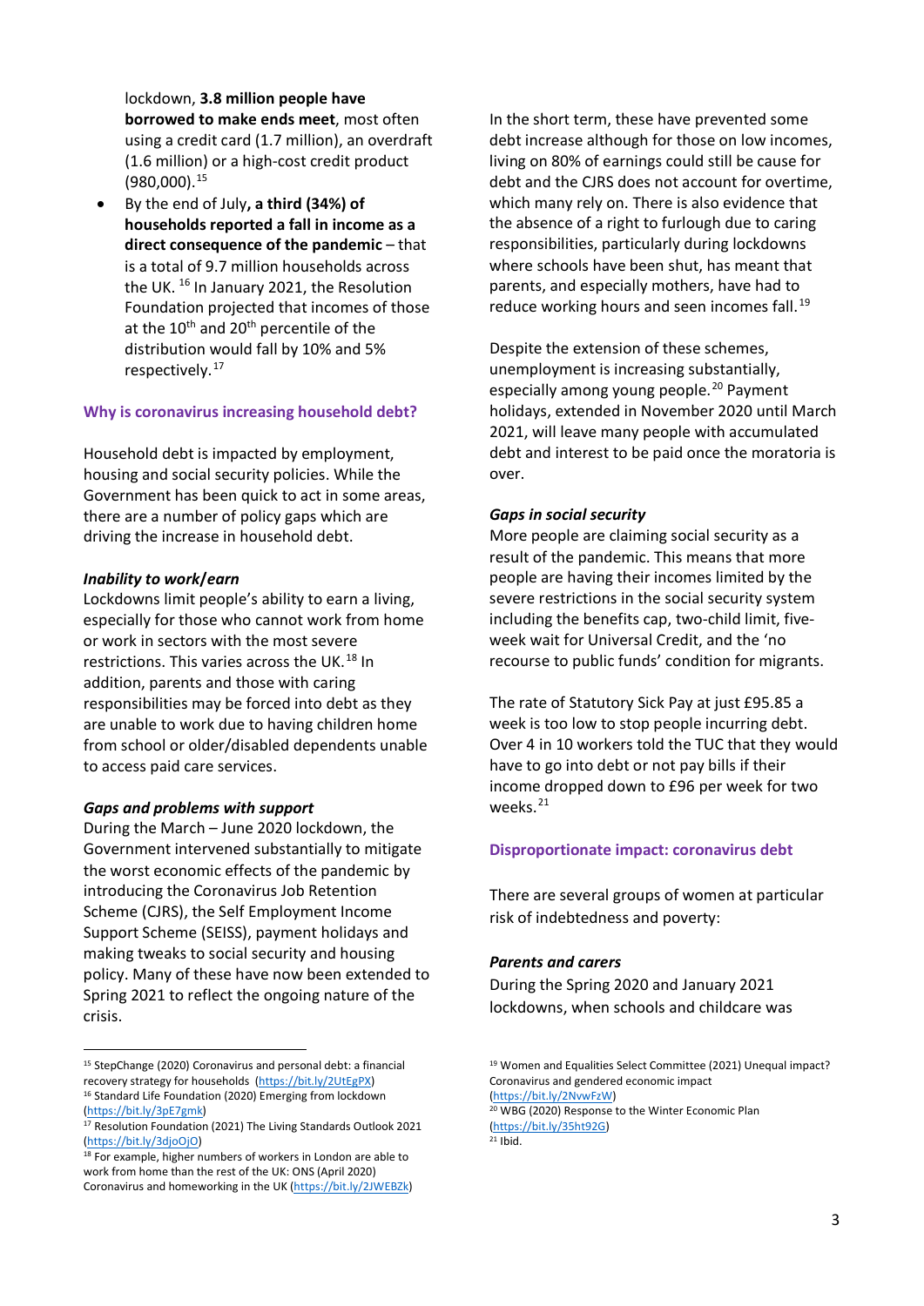lockdown, **3.8 million people have borrowed to make ends meet**, most often using a credit card (1.7 million), an overdraft (1.6 million) or a high-cost credit product (980,000).[15]

- By the end of July**, a third (34%) of households reported a fall in income as a direct consequence of the pandemic** – that is a total of 9.7 million households across the UK. [16] In January 2021, the Resolution Foundation projected that incomes of those at the 10th and 20th percentile of the distribution would fall by 10% and 5% respectively.[17]

### Why is coronavirus increasing household debt?

Household debt is impacted by employment, housing and social security policies. While the Government has been quick to act in some areas, there are a number of policy gaps which are driving the increase in household debt.

#### *Inability to work/earn*

Lockdowns limit people's ability to earn a living, especially for those who cannot work from home or work in sectors with the most severe restrictions. This varies across the UK.[18] In addition, parents and those with caring responsibilities may be forced into debt as they are unable to work due to having children home from school or older/disabled dependents unable to access paid care services.

#### *Gaps and problems with support*

During the March – June 2020 lockdown, the Government intervened substantially to mitigate the worst economic effects of the pandemic by introducing the Coronavirus Job Retention Scheme (CJRS), the Self Employment Income Support Scheme (SEISS), payment holidays and making tweaks to social security and housing policy. Many of these have now been extended to Spring 2021 to reflect the ongoing nature of the crisis.

In the short term, these have prevented some debt increase although for those on low incomes, living on 80% of earnings could still be cause for debt and the CJRS does not account for overtime, which many rely on. There is also evidence that the absence of a right to furlough due to caring responsibilities, particularly during lockdowns where schools have been shut, has meant that parents, and especially mothers, have had to reduce working hours and seen incomes fall.[19]

Despite the extension of these schemes, unemployment is increasing substantially, especially among young people.[20] Payment holidays, extended in November 2020 until March 2021, will leave many people with accumulated debt and interest to be paid once the moratoria is over.

#### *Gaps in social security*

More people are claiming social security as a result of the pandemic. This means that more people are having their incomes limited by the severe restrictions in the social security system including the benefits cap, two-child limit, five-week wait for Universal Credit, and the 'no recourse to public funds' condition for migrants.

The rate of Statutory Sick Pay at just £95.85 a week is too low to stop people incurring debt. Over 4 in 10 workers told the TUC that they would have to go into debt or not pay bills if their income dropped down to £96 per week for two weeks.[21]

### Disproportionate impact: coronavirus debt

There are several groups of women at particular risk of indebtedness and poverty:

#### *Parents and carers*

During the Spring 2020 and January 2021 lockdowns, when schools and childcare was

---

[15] StepChange (2020) Coronavirus and personal debt: a financial recovery strategy for households (https://bit.ly/2UtEgPX)
[16] Standard Life Foundation (2020) Emerging from lockdown (https://bit.ly/3pE7gmk)
[17] Resolution Foundation (2021) The Living Standards Outlook 2021 (https://bit.ly/3djoOjO)
[18] For example, higher numbers of workers in London are able to work from home than the rest of the UK: ONS (April 2020) Coronavirus and homeworking in the UK (https://bit.ly/2JWEBZk)
[19] Women and Equalities Select Committee (2021) Unequal impact? Coronavirus and gendered economic impact (https://bit.ly/2NvwFzW)
[20] WBG (2020) Response to the Winter Economic Plan (https://bit.ly/35ht92G)
[21] Ibid.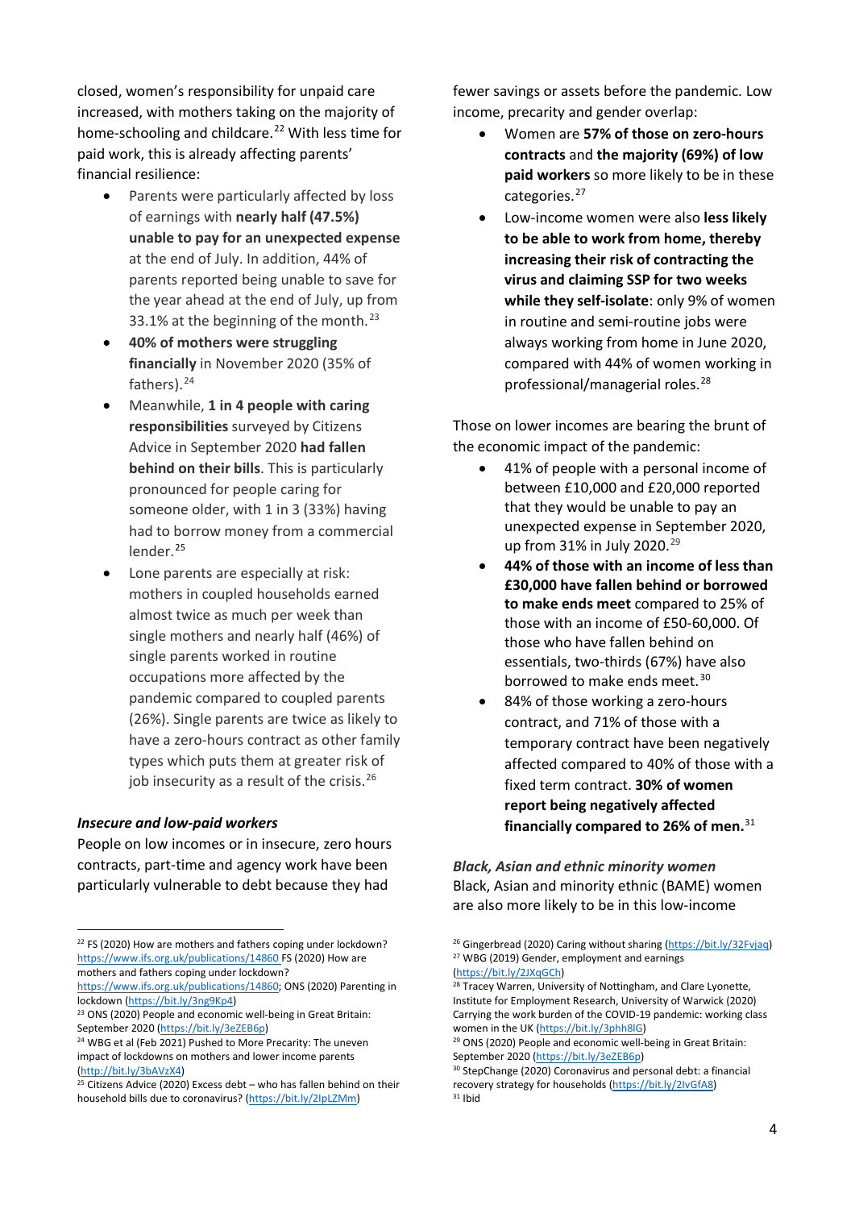closed, women's responsibility for unpaid care increased, with mothers taking on the majority of home-schooling and childcare.[22] With less time for paid work, this is already affecting parents' financial resilience:

- Parents were particularly affected by loss of earnings with **nearly half (47.5%) unable to pay for an unexpected expense** at the end of July. In addition, 44% of parents reported being unable to save for the year ahead at the end of July, up from 33.1% at the beginning of the month.[23]
- **40% of mothers were struggling financially** in November 2020 (35% of fathers).[24]
- Meanwhile, **1 in 4 people with caring responsibilities** surveyed by Citizens Advice in September 2020 **had fallen behind on their bills**. This is particularly pronounced for people caring for someone older, with 1 in 3 (33%) having had to borrow money from a commercial lender.[25]
- Lone parents are especially at risk: mothers in coupled households earned almost twice as much per week than single mothers and nearly half (46%) of single parents worked in routine occupations more affected by the pandemic compared to coupled parents (26%). Single parents are twice as likely to have a zero-hours contract as other family types which puts them at greater risk of job insecurity as a result of the crisis.[26]

### *Insecure and low-paid workers*

People on low incomes or in insecure, zero hours contracts, part-time and agency work have been particularly vulnerable to debt because they had fewer savings or assets before the pandemic. Low income, precarity and gender overlap:

- Women are **57% of those on zero-hours contracts** and **the majority (69%) of low paid workers** so more likely to be in these categories.[27]
- Low-income women were also **less likely to be able to work from home, thereby increasing their risk of contracting the virus and claiming SSP for two weeks while they self-isolate**: only 9% of women in routine and semi-routine jobs were always working from home in June 2020, compared with 44% of women working in professional/managerial roles.[28]

Those on lower incomes are bearing the brunt of the economic impact of the pandemic:

- 41% of people with a personal income of between £10,000 and £20,000 reported that they would be unable to pay an unexpected expense in September 2020, up from 31% in July 2020.[29]
- **44% of those with an income of less than £30,000 have fallen behind or borrowed to make ends meet** compared to 25% of those with an income of £50-60,000. Of those who have fallen behind on essentials, two-thirds (67%) have also borrowed to make ends meet.[30]
- 84% of those working a zero-hours contract, and 71% of those with a temporary contract have been negatively affected compared to 40% of those with a fixed term contract. **30% of women report being negatively affected financially compared to 26% of men.**[31]

### *Black, Asian and ethnic minority women*

Black, Asian and minority ethnic (BAME) women are also more likely to be in this low-income

---

[22] FS (2020) How are mothers and fathers coping under lockdown? https://www.ifs.org.uk/publications/14860 FS (2020) How are mothers and fathers coping under lockdown? https://www.ifs.org.uk/publications/14860; ONS (2020) Parenting in lockdown (https://bit.ly/3ng9Kp4)

[23] ONS (2020) People and economic well-being in Great Britain: September 2020 (https://bit.ly/3eZEB6p)

[24] WBG et al (Feb 2021) Pushed to More Precarity: The uneven impact of lockdowns on mothers and lower income parents (http://bit.ly/3bAVzX4)

[25] Citizens Advice (2020) Excess debt – who has fallen behind on their household bills due to coronavirus? (https://bit.ly/2IpLZMm)

[26] Gingerbread (2020) Caring without sharing (https://bit.ly/32Fvjaq)

[27] WBG (2019) Gender, employment and earnings (https://bit.ly/2JXqGCh)

[28] Tracey Warren, University of Nottingham, and Clare Lyonette, Institute for Employment Research, University of Warwick (2020) Carrying the work burden of the COVID-19 pandemic: working class women in the UK (https://bit.ly/3phh8lG)

[29] ONS (2020) People and economic well-being in Great Britain: September 2020 (https://bit.ly/3eZEB6p)

[30] StepChange (2020) Coronavirus and personal debt: a financial recovery strategy for households (https://bit.ly/2IvGfA8)

[31] Ibid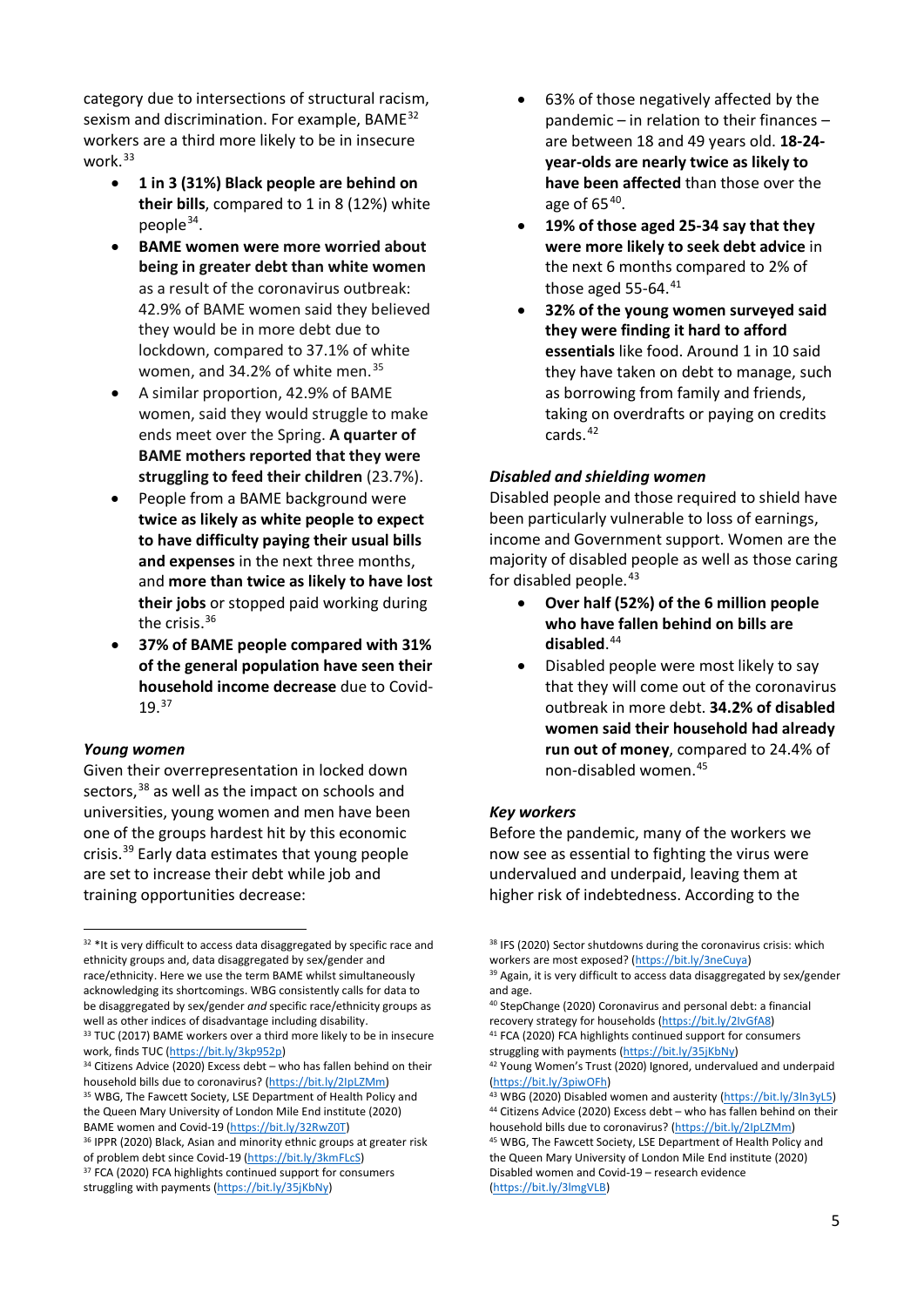category due to intersections of structural racism, sexism and discrimination. For example, BAME[32] workers are a third more likely to be in insecure work.[33]

- **1 in 3 (31%) Black people are behind on their bills**, compared to 1 in 8 (12%) white people[34].
- **BAME women were more worried about being in greater debt than white women** as a result of the coronavirus outbreak: 42.9% of BAME women said they believed they would be in more debt due to lockdown, compared to 37.1% of white women, and 34.2% of white men.[35]
- A similar proportion, 42.9% of BAME women, said they would struggle to make ends meet over the Spring. **A quarter of BAME mothers reported that they were struggling to feed their children** (23.7%).
- People from a BAME background were **twice as likely as white people to expect to have difficulty paying their usual bills and expenses** in the next three months, and **more than twice as likely to have lost their jobs** or stopped paid working during the crisis.[36]
- **37% of BAME people compared with 31% of the general population have seen their household income decrease** due to Covid-19.[37]

### *Young women*

Given their overrepresentation in locked down sectors,[38] as well as the impact on schools and universities, young women and men have been one of the groups hardest hit by this economic crisis.[39] Early data estimates that young people are set to increase their debt while job and training opportunities decrease:

- 63% of those negatively affected by the pandemic – in relation to their finances – are between 18 and 49 years old. **18-24-year-olds are nearly twice as likely to have been affected** than those over the age of 65[40].
- **19% of those aged 25-34 say that they were more likely to seek debt advice** in the next 6 months compared to 2% of those aged 55-64.[41]
- **32% of the young women surveyed said they were finding it hard to afford essentials** like food. Around 1 in 10 said they have taken on debt to manage, such as borrowing from family and friends, taking on overdrafts or paying on credits cards.[42]

### *Disabled and shielding women*

Disabled people and those required to shield have been particularly vulnerable to loss of earnings, income and Government support. Women are the majority of disabled people as well as those caring for disabled people.[43]

- **Over half (52%) of the 6 million people who have fallen behind on bills are disabled**.[44]
- Disabled people were most likely to say that they will come out of the coronavirus outbreak in more debt. **34.2% of disabled women said their household had already run out of money**, compared to 24.4% of non-disabled women.[45]

### *Key workers*

Before the pandemic, many of the workers we now see as essential to fighting the virus were undervalued and underpaid, leaving them at higher risk of indebtedness. According to the

---

[32] *It is very difficult to access data disaggregated by specific race and ethnicity groups and, data disaggregated by sex/gender and race/ethnicity. Here we use the term BAME whilst simultaneously acknowledging its shortcomings. WBG consistently calls for data to be disaggregated by sex/gender *and* specific race/ethnicity groups as well as other indices of disadvantage including disability.

[33] TUC (2017) BAME workers over a third more likely to be in insecure work, finds TUC (https://bit.ly/3kp952p)

[34] Citizens Advice (2020) Excess debt – who has fallen behind on their household bills due to coronavirus? (https://bit.ly/2IpLZMm)

[35] WBG, The Fawcett Society, LSE Department of Health Policy and the Queen Mary University of London Mile End institute (2020) BAME women and Covid-19 (https://bit.ly/32RwZ0T)

[36] IPPR (2020) Black, Asian and minority ethnic groups at greater risk of problem debt since Covid-19 (https://bit.ly/3kmFLcS)

[37] FCA (2020) FCA highlights continued support for consumers struggling with payments (https://bit.ly/35jKbNy)

[38] IFS (2020) Sector shutdowns during the coronavirus crisis: which workers are most exposed? (https://bit.ly/3neCuya)

[39] Again, it is very difficult to access data disaggregated by sex/gender and age.

[40] StepChange (2020) Coronavirus and personal debt: a financial recovery strategy for households (https://bit.ly/2IvGfA8)

[41] FCA (2020) FCA highlights continued support for consumers struggling with payments (https://bit.ly/35jKbNy)

[42] Young Women's Trust (2020) Ignored, undervalued and underpaid (https://bit.ly/3piwOFh)

[43] WBG (2020) Disabled women and austerity (https://bit.ly/3ln3yL5)

[44] Citizens Advice (2020) Excess debt – who has fallen behind on their household bills due to coronavirus? (https://bit.ly/2IpLZMm)

[45] WBG, The Fawcett Society, LSE Department of Health Policy and the Queen Mary University of London Mile End institute (2020) Disabled women and Covid-19 – research evidence (https://bit.ly/3lmgVLB)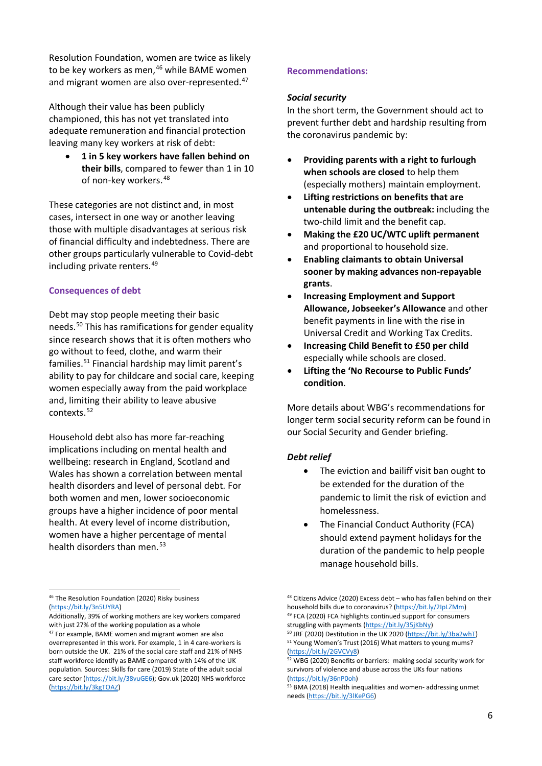Resolution Foundation, women are twice as likely to be key workers as men,[46] while BAME women and migrant women are also over-represented.[47]

Although their value has been publicly championed, this has not yet translated into adequate remuneration and financial protection leaving many key workers at risk of debt:

- **1 in 5 key workers have fallen behind on their bills**, compared to fewer than 1 in 10 of non-key workers.[48]

These categories are not distinct and, in most cases, intersect in one way or another leaving those with multiple disadvantages at serious risk of financial difficulty and indebtedness. There are other groups particularly vulnerable to Covid-debt including private renters.[49]

### Consequences of debt

Debt may stop people meeting their basic needs.[50] This has ramifications for gender equality since research shows that it is often mothers who go without to feed, clothe, and warm their families.[51] Financial hardship may limit parent's ability to pay for childcare and social care, keeping women especially away from the paid workplace and, limiting their ability to leave abusive contexts.[52]

Household debt also has more far-reaching implications including on mental health and wellbeing: research in England, Scotland and Wales has shown a correlation between mental health disorders and level of personal debt. For both women and men, lower socioeconomic groups have a higher incidence of poor mental health. At every level of income distribution, women have a higher percentage of mental health disorders than men.[53]

### Recommendations:

#### *Social security*

In the short term, the Government should act to prevent further debt and hardship resulting from the coronavirus pandemic by:

- **Providing parents with a right to furlough when schools are closed** to help them (especially mothers) maintain employment.
- **Lifting restrictions on benefits that are untenable during the outbreak:** including the two-child limit and the benefit cap.
- **Making the £20 UC/WTC uplift permanent** and proportional to household size.
- **Enabling claimants to obtain Universal sooner by making advances non-repayable grants**.
- **Increasing Employment and Support Allowance, Jobseeker's Allowance** and other benefit payments in line with the rise in Universal Credit and Working Tax Credits.
- **Increasing Child Benefit to £50 per child** especially while schools are closed.
- **Lifting the 'No Recourse to Public Funds' condition**.

More details about WBG's recommendations for longer term social security reform can be found in our Social Security and Gender briefing.

#### *Debt relief*

- The eviction and bailiff visit ban ought to be extended for the duration of the pandemic to limit the risk of eviction and homelessness.
- The Financial Conduct Authority (FCA) should extend payment holidays for the duration of the pandemic to help people manage household bills.

---

[46] The Resolution Foundation (2020) Risky business (https://bit.ly/3n5UYRA)
Additionally, 39% of working mothers are key workers compared with just 27% of the working population as a whole

[47] For example, BAME women and migrant women are also overrepresented in this work. For example, 1 in 4 care-workers is born outside the UK. 21% of the social care staff and 21% of NHS staff workforce identify as BAME compared with 14% of the UK population. Sources: Skills for care (2019) State of the adult social care sector (https://bit.ly/38vuGE6); Gov.uk (2020) NHS workforce (https://bit.ly/3kgTOAZ)

[48] Citizens Advice (2020) Excess debt – who has fallen behind on their household bills due to coronavirus? (https://bit.ly/2IpLZMm)

[49] FCA (2020) FCA highlights continued support for consumers struggling with payments (https://bit.ly/35jKbNy)

[50] JRF (2020) Destitution in the UK 2020 (https://bit.ly/3ba2whT)

[51] Young Women's Trust (2016) What matters to young mums? (https://bit.ly/2GVCVy8)

[52] WBG (2020) Benefits or barriers: making social security work for survivors of violence and abuse across the UKs four nations (https://bit.ly/36nP0oh)

[53] BMA (2018) Health inequalities and women- addressing unmet needs (https://bit.ly/3lKePG6)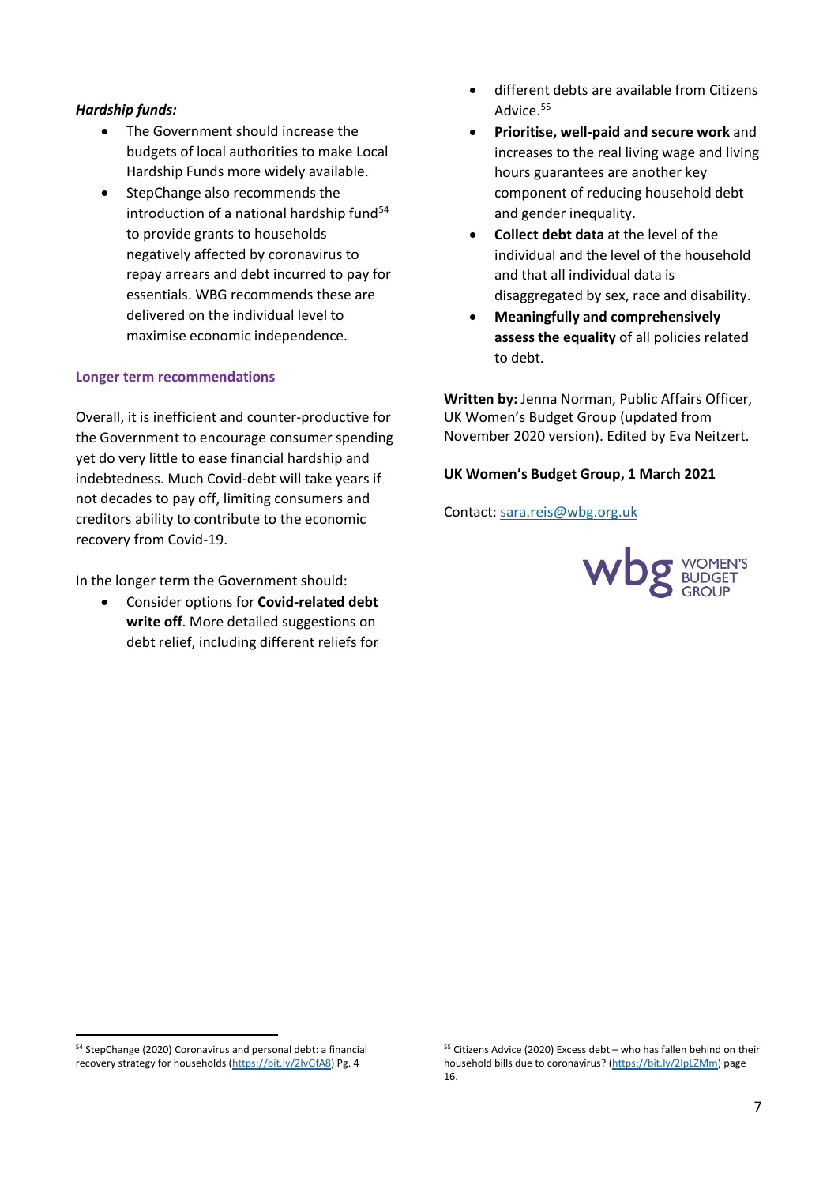***Hardship funds:***

- The Government should increase the budgets of local authorities to make Local Hardship Funds more widely available.
- StepChange also recommends the introduction of a national hardship fund[54] to provide grants to households negatively affected by coronavirus to repay arrears and debt incurred to pay for essentials. WBG recommends these are delivered on the individual level to maximise economic independence.

### Longer term recommendations

Overall, it is inefficient and counter-productive for the Government to encourage consumer spending yet do very little to ease financial hardship and indebtedness. Much Covid-debt will take years if not decades to pay off, limiting consumers and creditors ability to contribute to the economic recovery from Covid-19.

In the longer term the Government should:

- Consider options for **Covid-related debt write off**. More detailed suggestions on debt relief, including different reliefs for different debts are available from Citizens Advice.[55]
- **Prioritise, well-paid and secure work** and increases to the real living wage and living hours guarantees are another key component of reducing household debt and gender inequality.
- **Collect debt data** at the level of the individual and the level of the household and that all individual data is disaggregated by sex, race and disability.
- **Meaningfully and comprehensively assess the equality** of all policies related to debt.

**Written by:** Jenna Norman, Public Affairs Officer, UK Women's Budget Group (updated from November 2020 version). Edited by Eva Neitzert.

**UK Women's Budget Group, 1 March 2021**

Contact: sara.reis@wbg.org.uk

wbg WOMEN'S BUDGET GROUP

---

[54] StepChange (2020) Coronavirus and personal debt: a financial recovery strategy for households (https://bit.ly/2IvGfA8) Pg. 4

[55] Citizens Advice (2020) Excess debt – who has fallen behind on their household bills due to coronavirus? (https://bit.ly/2IpLZMm) page 16.